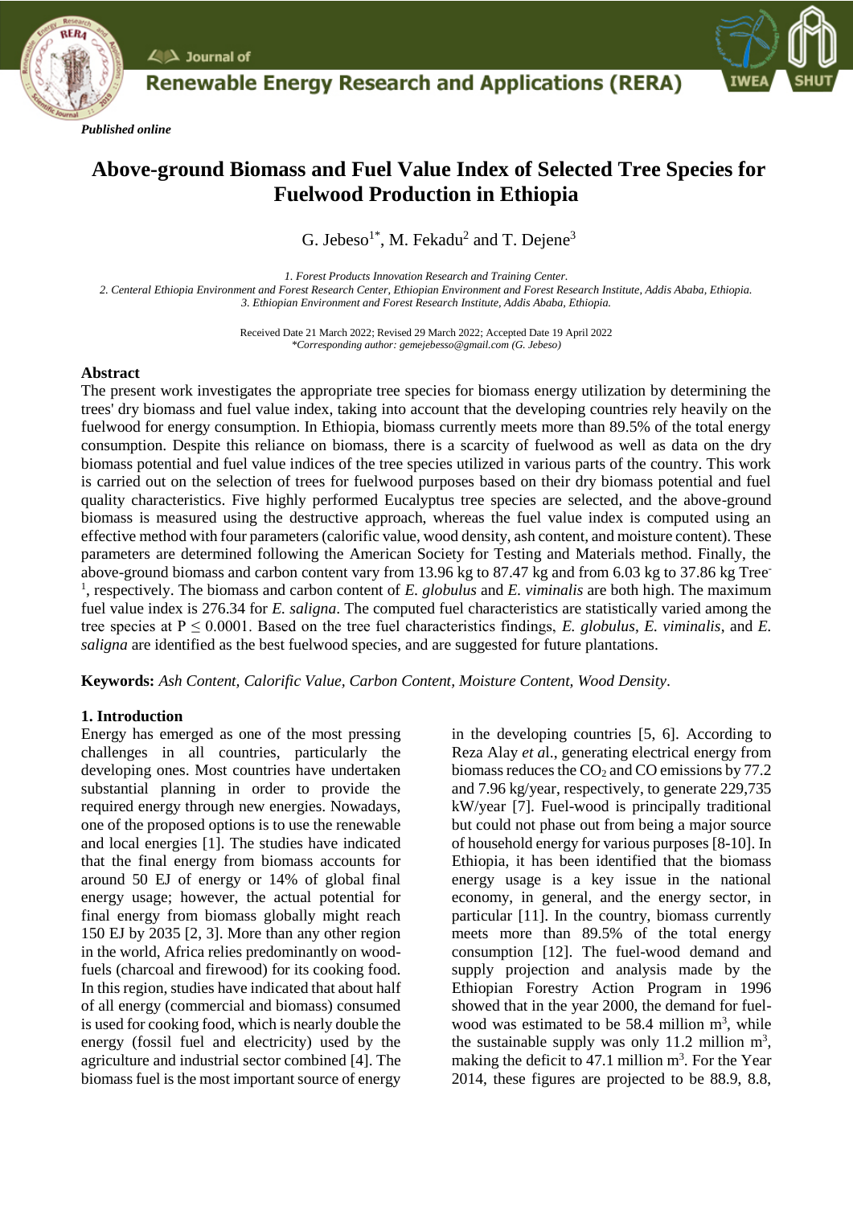*Published online*

# Above-ground Biomass and Fuel Value Index of Selected Tree Species for Fuelwood Production in Ethiopia

G. Jebeso[1*], M. Fekadu[2] and T. Dejene[3]

*1. Forest Products Innovation Research and Training Center.*
*2. Centeral Ethiopia Environment and Forest Research Center, Ethiopian Environment and Forest Research Institute, Addis Ababa, Ethiopia.*
*3. Ethiopian Environment and Forest Research Institute, Addis Ababa, Ethiopia.*

Received Date 21 March 2022; Revised 29 March 2022; Accepted Date 19 April 2022
*\*Corresponding author: gemejebesso@gmail.com (G. Jebeso)*

## Abstract

The present work investigates the appropriate tree species for biomass energy utilization by determining the trees' dry biomass and fuel value index, taking into account that the developing countries rely heavily on the fuelwood for energy consumption. In Ethiopia, biomass currently meets more than 89.5% of the total energy consumption. Despite this reliance on biomass, there is a scarcity of fuelwood as well as data on the dry biomass potential and fuel value indices of the tree species utilized in various parts of the country. This work is carried out on the selection of trees for fuelwood purposes based on their dry biomass potential and fuel quality characteristics. Five highly performed Eucalyptus tree species are selected, and the above-ground biomass is measured using the destructive approach, whereas the fuel value index is computed using an effective method with four parameters (calorific value, wood density, ash content, and moisture content). These parameters are determined following the American Society for Testing and Materials method. Finally, the above-ground biomass and carbon content vary from 13.96 kg to 87.47 kg and from 6.03 kg to 37.86 kg Tree$^{-1}$, respectively. The biomass and carbon content of *E. globulus* and *E. viminalis* are both high. The maximum fuel value index is 276.34 for *E. saligna*. The computed fuel characteristics are statistically varied among the tree species at $P \leq 0.0001$. Based on the tree fuel characteristics findings, *E. globulus*, *E. viminalis*, and *E. saligna* are identified as the best fuelwood species, and are suggested for future plantations.

**Keywords:** *Ash Content, Calorific Value, Carbon Content, Moisture Content, Wood Density*.

## 1. Introduction

Energy has emerged as one of the most pressing challenges in all countries, particularly the developing ones. Most countries have undertaken substantial planning in order to provide the required energy through new energies. Nowadays, one of the proposed options is to use the renewable and local energies [1]. The studies have indicated that the final energy from biomass accounts for around 50 EJ of energy or 14% of global final energy usage; however, the actual potential for final energy from biomass globally might reach 150 EJ by 2035 [2, 3]. More than any other region in the world, Africa relies predominantly on wood-fuels (charcoal and firewood) for its cooking food. In this region, studies have indicated that about half of all energy (commercial and biomass) consumed is used for cooking food, which is nearly double the energy (fossil fuel and electricity) used by the agriculture and industrial sector combined [4]. The biomass fuel is the most important source of energy in the developing countries [5, 6]. According to Reza Alay *et a*l., generating electrical energy from biomass reduces the $CO_2$ and CO emissions by 77.2 and 7.96 kg/year, respectively, to generate 229,735 kW/year [7]. Fuel-wood is principally traditional but could not phase out from being a major source of household energy for various purposes [8-10]. In Ethiopia, it has been identified that the biomass energy usage is a key issue in the national economy, in general, and the energy sector, in particular [11]. In the country, biomass currently meets more than 89.5% of the total energy consumption [12]. The fuel-wood demand and supply projection and analysis made by the Ethiopian Forestry Action Program in 1996 showed that in the year 2000, the demand for fuel-wood was estimated to be 58.4 million m$^3$, while the sustainable supply was only 11.2 million m$^3$, making the deficit to 47.1 million m$^3$. For the Year 2014, these figures are projected to be 88.9, 8.8,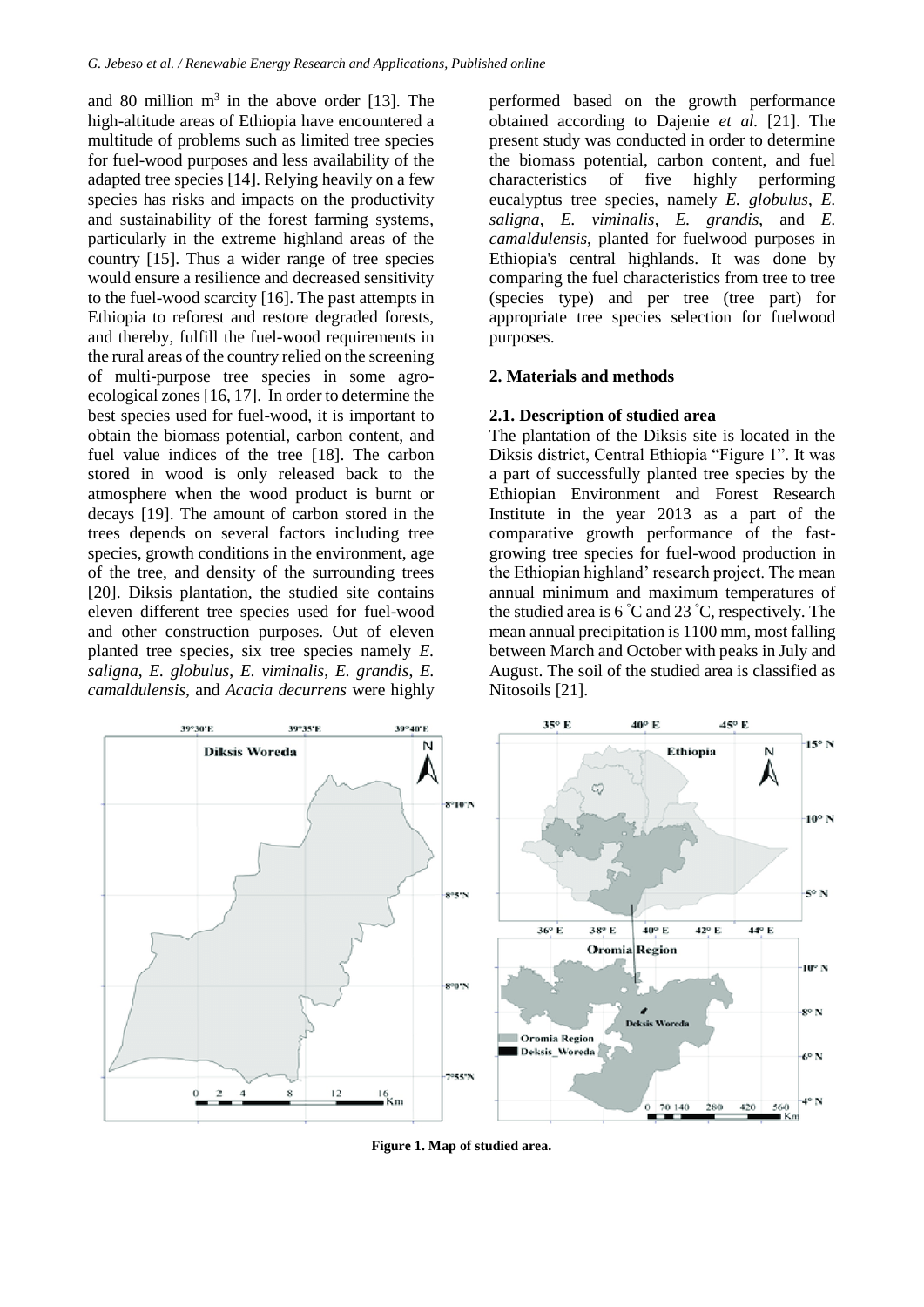and 80 million $m^3$ in the above order [13]. The high-altitude areas of Ethiopia have encountered a multitude of problems such as limited tree species for fuel-wood purposes and less availability of the adapted tree species [14]. Relying heavily on a few species has risks and impacts on the productivity and sustainability of the forest farming systems, particularly in the extreme highland areas of the country [15]. Thus a wider range of tree species would ensure a resilience and decreased sensitivity to the fuel-wood scarcity [16]. The past attempts in Ethiopia to reforest and restore degraded forests, and thereby, fulfill the fuel-wood requirements in the rural areas of the country relied on the screening of multi-purpose tree species in some agro-ecological zones [16, 17]. In order to determine the best species used for fuel-wood, it is important to obtain the biomass potential, carbon content, and fuel value indices of the tree [18]. The carbon stored in wood is only released back to the atmosphere when the wood product is burnt or decays [19]. The amount of carbon stored in the trees depends on several factors including tree species, growth conditions in the environment, age of the tree, and density of the surrounding trees [20]. Diksis plantation, the studied site contains eleven different tree species used for fuel-wood and other construction purposes. Out of eleven planted tree species, six tree species namely *E. saligna*, *E. globulus*, *E. viminalis*, *E. grandis*, *E. camaldulensis*, and *Acacia decurrens* were highly performed based on the growth performance obtained according to Dajenie *et al.* [21]. The present study was conducted in order to determine the biomass potential, carbon content, and fuel characteristics of five highly performing eucalyptus tree species, namely *E. globulus*, *E. saligna*, *E. viminalis*, *E. grandis*, and *E. camaldulensis*, planted for fuelwood purposes in Ethiopia's central highlands. It was done by comparing the fuel characteristics from tree to tree (species type) and per tree (tree part) for appropriate tree species selection for fuelwood purposes.

## 2. Materials and methods

### 2.1. Description of studied area

The plantation of the Diksis site is located in the Diksis district, Central Ethiopia "Figure 1". It was a part of successfully planted tree species by the Ethiopian Environment and Forest Research Institute in the year 2013 as a part of the comparative growth performance of the fast-growing tree species for fuel-wood production in the Ethiopian highland' research project. The mean annual minimum and maximum temperatures of the studied area is 6 °C and 23 °C, respectively. The mean annual precipitation is 1100 mm, most falling between March and October with peaks in July and August. The soil of the studied area is classified as Nitosoils [21].

**Figure 1. Map of studied area.**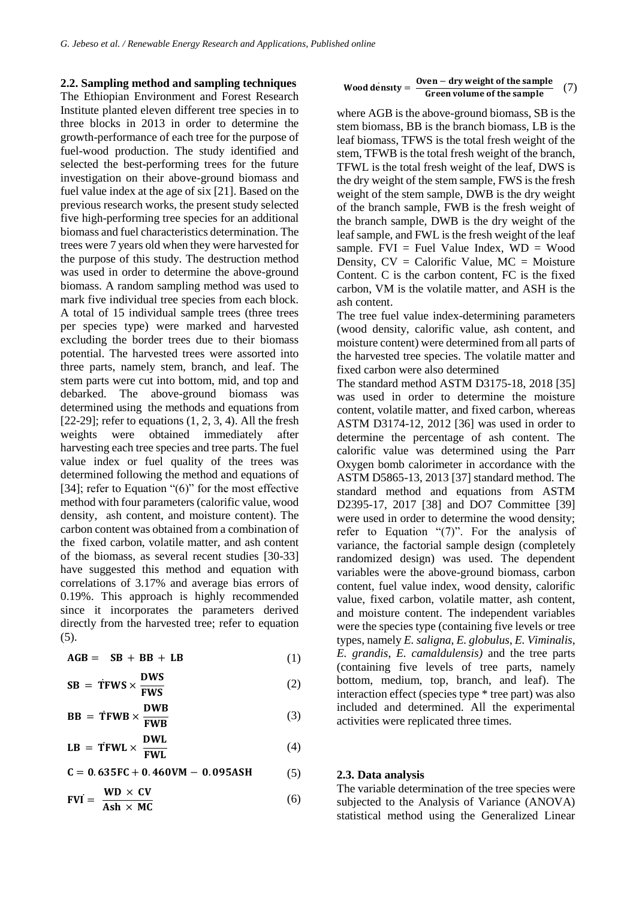### 2.2. Sampling method and sampling techniques

The Ethiopian Environment and Forest Research Institute planted eleven different tree species in to three blocks in 2013 in order to determine the growth-performance of each tree for the purpose of fuel-wood production. The study identified and selected the best-performing trees for the future investigation on their above-ground biomass and fuel value index at the age of six [21]. Based on the previous research works, the present study selected five high-performing tree species for an additional biomass and fuel characteristics determination. The trees were 7 years old when they were harvested for the purpose of this study. The destruction method was used in order to determine the above-ground biomass. A random sampling method was used to mark five individual tree species from each block. A total of 15 individual sample trees (three trees per species type) were marked and harvested excluding the border trees due to their biomass potential. The harvested trees were assorted into three parts, namely stem, branch, and leaf. The stem parts were cut into bottom, mid, and top and debarked. The above-ground biomass was determined using the methods and equations from [22-29]; refer to equations (1, 2, 3, 4). All the fresh weights were obtained immediately after harvesting each tree species and tree parts. The fuel value index or fuel quality of the trees was determined following the method and equations of [34]; refer to Equation "(6)" for the most effective method with four parameters (calorific value, wood density, ash content, and moisture content). The carbon content was obtained from a combination of the fixed carbon, volatile matter, and ash content of the biomass, as several recent studies [30-33] have suggested this method and equation with correlations of 3.17% and average bias errors of 0.19%. This approach is highly recommended since it incorporates the parameters derived directly from the harvested tree; refer to equation (5).

$$\mathbf{AGB = SB + BB + LB} \tag{1}$$

$$\mathbf{SB = TFWS \times \frac{DWS}{FWS}} \tag{2}$$

$$\mathbf{BB = TFWB \times \frac{DWB}{FWB}} \tag{3}$$

$$\mathbf{LB = TFWL \times \frac{DWL}{FWL}} \tag{4}$$

$$\mathbf{C = 0.635FC + 0.460VM - 0.095ASH} \tag{5}$$

$$\mathbf{FVI = \frac{WD \times CV}{Ash \times MC}} \tag{6}$$

$$\mathbf{Wood\ density = \frac{Oven - dry\ weight\ of\ the\ sample}{Green\ volume\ of\ the\ sample}} \tag{7}$$

where AGB is the above-ground biomass, SB is the stem biomass, BB is the branch biomass, LB is the leaf biomass, TFWS is the total fresh weight of the stem, TFWB is the total fresh weight of the branch, TFWL is the total fresh weight of the leaf, DWS is the dry weight of the stem sample, FWS is the fresh weight of the stem sample, DWB is the dry weight of the branch sample, FWB is the fresh weight of the branch sample, DWB is the dry weight of the leaf sample, and FWL is the fresh weight of the leaf sample. FVI = Fuel Value Index, WD = Wood Density, CV = Calorific Value, MC = Moisture Content. C is the carbon content, FC is the fixed carbon, VM is the volatile matter, and ASH is the ash content.

The tree fuel value index-determining parameters (wood density, calorific value, ash content, and moisture content) were determined from all parts of the harvested tree species. The volatile matter and fixed carbon were also determined

The standard method ASTM D3175-18, 2018 [35] was used in order to determine the moisture content, volatile matter, and fixed carbon, whereas ASTM D3174-12, 2012 [36] was used in order to determine the percentage of ash content. The calorific value was determined using the Parr Oxygen bomb calorimeter in accordance with the ASTM D5865-13, 2013 [37] standard method. The standard method and equations from ASTM D2395-17, 2017 [38] and DO7 Committee [39] were used in order to determine the wood density; refer to Equation "(7)". For the analysis of variance, the factorial sample design (completely randomized design) was used. The dependent variables were the above-ground biomass, carbon content, fuel value index, wood density, calorific value, fixed carbon, volatile matter, ash content, and moisture content. The independent variables were the species type (containing five levels or tree types, namely *E. saligna*, *E. globulus*, *E. Viminalis*, *E. grandis*, *E. camaldulensis)* and the tree parts (containing five levels of tree parts, namely bottom, medium, top, branch, and leaf). The interaction effect (species type * tree part) was also included and determined. All the experimental activities were replicated three times.

### 2.3. Data analysis

The variable determination of the tree species were subjected to the Analysis of Variance (ANOVA) statistical method using the Generalized Linear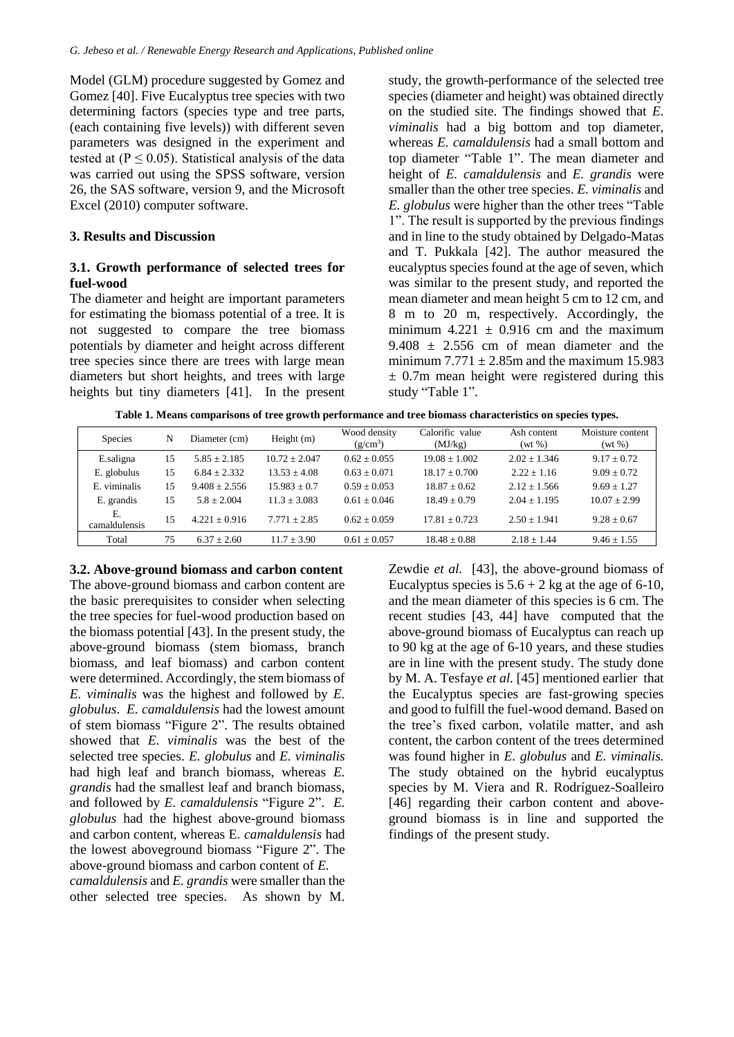Model (GLM) procedure suggested by Gomez and Gomez [40]. Five Eucalyptus tree species with two determining factors (species type and tree parts, (each containing five levels)) with different seven parameters was designed in the experiment and tested at ($P \leq 0.05$). Statistical analysis of the data was carried out using the SPSS software, version 26, the SAS software, version 9, and the Microsoft Excel (2010) computer software.

## 3. Results and Discussion

### 3.1. Growth performance of selected trees for fuel-wood

The diameter and height are important parameters for estimating the biomass potential of a tree. It is not suggested to compare the tree biomass potentials by diameter and height across different tree species since there are trees with large mean diameters but short heights, and trees with large heights but tiny diameters [41]. In the present study, the growth-performance of the selected tree species (diameter and height) was obtained directly on the studied site. The findings showed that *E. viminalis* had a big bottom and top diameter, whereas *E. camaldulensis* had a small bottom and top diameter "Table 1". The mean diameter and height of *E. camaldulensis* and *E. grandis* were smaller than the other tree species. *E. viminalis* and *E. globulus* were higher than the other trees "Table 1". The result is supported by the previous findings and in line to the study obtained by Delgado-Matas and T. Pukkala [42]. The author measured the eucalyptus species found at the age of seven, which was similar to the present study, and reported the mean diameter and mean height 5 cm to 12 cm, and 8 m to 20 m, respectively. Accordingly, the minimum 4.221 ± 0.916 cm and the maximum 9.408 ± 2.556 cm of mean diameter and the minimum 7.771 ± 2.85m and the maximum 15.983 ± 0.7m mean height were registered during this study "Table 1".

**Table 1. Means comparisons of tree growth performance and tree biomass characteristics on species types.**

| Species | N | Diameter (cm) | Height (m) | Wood density ($g/cm^3$) | Calorific value (MJ/kg) | Ash content (wt %) | Moisture content (wt %) |
|---|---|---|---|---|---|---|---|
| E.saligna | 15 | 5.85 ± 2.185 | 10.72 ± 2.047 | 0.62 ± 0.055 | 19.08 ± 1.002 | 2.02 ± 1.346 | 9.17 ± 0.72 |
| E. globulus | 15 | 6.84 ± 2.332 | 13.53 ± 4.08 | 0.63 ± 0.071 | 18.17 ± 0.700 | 2.22 ± 1.16 | 9.09 ± 0.72 |
| E. viminalis | 15 | 9.408 ± 2.556 | 15.983 ± 0.7 | 0.59 ± 0.053 | 18.87 ± 0.62 | 2.12 ± 1.566 | 9.69 ± 1.27 |
| E. grandis | 15 | 5.8 ± 2.004 | 11.3 ± 3.083 | 0.61 ± 0.046 | 18.49 ± 0.79 | 2.04 ± 1.195 | 10.07 ± 2.99 |
| E. camaldulensis | 15 | 4.221 ± 0.916 | 7.771 ± 2.85 | 0.62 ± 0.059 | 17.81 ± 0.723 | 2.50 ± 1.941 | 9.28 ± 0.67 |
| Total | 75 | 6.37 ± 2.60 | 11.7 ± 3.90 | 0.61 ± 0.057 | 18.48 ± 0.88 | 2.18 ± 1.44 | 9.46 ± 1.55 |

### 3.2. Above-ground biomass and carbon content

The above-ground biomass and carbon content are the basic prerequisites to consider when selecting the tree species for fuel-wood production based on the biomass potential [43]. In the present study, the above-ground biomass (stem biomass, branch biomass, and leaf biomass) and carbon content were determined. Accordingly, the stem biomass of *E. viminalis* was the highest and followed by *E. globulus*. *E. camaldulensis* had the lowest amount of stem biomass "Figure 2". The results obtained showed that *E. viminalis* was the best of the selected tree species. *E. globulus* and *E. viminalis* had high leaf and branch biomass, whereas *E. grandis* had the smallest leaf and branch biomass, and followed by *E. camaldulensis* "Figure 2". *E. globulus* had the highest above-ground biomass and carbon content, whereas E. *camaldulensis* had the lowest aboveground biomass "Figure 2". The above-ground biomass and carbon content of *E. camaldulensis* and *E. grandis* were smaller than the other selected tree species. As shown by M. Zewdie *et al.* [43], the above-ground biomass of Eucalyptus species is 5.6 + 2 kg at the age of 6-10, and the mean diameter of this species is 6 cm. The recent studies [43, 44] have computed that the above-ground biomass of Eucalyptus can reach up to 90 kg at the age of 6-10 years, and these studies are in line with the present study. The study done by M. A. Tesfaye *et al.* [45] mentioned earlier that the Eucalyptus species are fast-growing species and good to fulfill the fuel-wood demand. Based on the tree's fixed carbon, volatile matter, and ash content, the carbon content of the trees determined was found higher in *E. globulus* and *E. viminalis.* The study obtained on the hybrid eucalyptus species by M. Viera and R. Rodríguez-Soalleiro [46] regarding their carbon content and above-ground biomass is in line and supported the findings of the present study.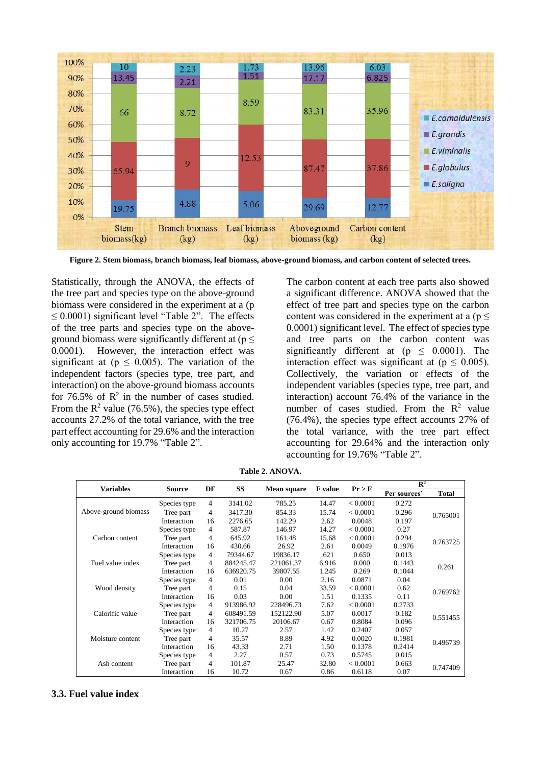**Figure 2. Stem biomass, branch biomass, leaf biomass, above-ground biomass, and carbon content of selected trees.**

Statistically, through the ANOVA, the effects of the tree part and species type on the above-ground biomass were considered in the experiment at a ($p \leq 0.0001$) significant level "Table 2". The effects of the tree parts and species type on the above-ground biomass were significantly different at ($p \leq 0.0001$). However, the interaction effect was significant at ($p \leq 0.005$). The variation of the independent factors (species type, tree part, and interaction) on the above-ground biomass accounts for 76.5% of $R^2$ in the number of cases studied. From the $R^2$ value (76.5%), the species type effect accounts 27.2% of the total variance, with the tree part effect accounting for 29.6% and the interaction only accounting for 19.7% "Table 2".

The carbon content at each tree parts also showed a significant difference. ANOVA showed that the effect of tree part and species type on the carbon content was considered in the experiment at a ($p \leq 0.0001$) significant level. The effect of species type and tree parts on the carbon content was significantly different at ($p \leq 0.0001$). The interaction effect was significant at ($p \leq 0.005$). Collectively, the variation or effects of the independent variables (species type, tree part, and interaction) account 76.4% of the variance in the number of cases studied. From the $R^2$ value (76.4%), the species type effect accounts 27% of the total variance, with the tree part effect accounting for 29.64% and the interaction only accounting for 19.76% "Table 2".

**Table 2. ANOVA.**

| Variables | Source | DF | SS | Mean square | F value | Pr > F | $R^2$ Per sources' | $R^2$ Total |
|---|---|---|---|---|---|---|---|---|
| Above-ground biomass | Species type | 4 | 3141.02 | 785.25 | 14.47 | < 0.0001 | 0.272 | 0.765001 |
| | Tree part | 4 | 3417.30 | 854.33 | 15.74 | < 0.0001 | 0.296 | |
| | Interaction | 16 | 2276.65 | 142.29 | 2.62 | 0.0048 | 0.197 | |
| Carbon content | Species type | 4 | 587.87 | 146.97 | 14.27 | < 0.0001 | 0.27 | 0.763725 |
| | Tree part | 4 | 645.92 | 161.48 | 15.68 | < 0.0001 | 0.294 | |
| | Interaction | 16 | 430.66 | 26.92 | 2.61 | 0.0049 | 0.1976 | |
| Fuel value index | Species type | 4 | 79344.67 | 19836.17 | .621 | 0.650 | 0.013 | 0.261 |
| | Tree part | 4 | 884245.47 | 221061.37 | 6.916 | 0.000 | 0.1443 | |
| | Interaction | 16 | 636920.75 | 39807.55 | 1.245 | 0.269 | 0.1044 | |
| Wood density | Species type | 4 | 0.01 | 0.00 | 2.16 | 0.0871 | 0.04 | 0.769762 |
| | Tree part | 4 | 0.15 | 0.04 | 33.59 | < 0.0001 | 0.62 | |
| | Interaction | 16 | 0.03 | 0.00 | 1.51 | 0.1335 | 0.11 | |
| Calorific value | Species type | 4 | 913986.92 | 228496.73 | 7.62 | < 0.0001 | 0.2733 | 0.551455 |
| | Tree part | 4 | 608491.59 | 152122.90 | 5.07 | 0.0017 | 0.182 | |
| | Interaction | 16 | 321706.75 | 20106.67 | 0.67 | 0.8084 | 0.096 | |
| Moisture content | Species type | 4 | 10.27 | 2.57 | 1.42 | 0.2407 | 0.057 | 0.496739 |
| | Tree part | 4 | 35.57 | 8.89 | 4.92 | 0.0020 | 0.1981 | |
| | Interaction | 16 | 43.33 | 2.71 | 1.50 | 0.1378 | 0.2414 | |
| Ash content | Species type | 4 | 2.27 | 0.57 | 0.73 | 0.5745 | 0.015 | 0.747409 |
| | Tree part | 4 | 101.87 | 25.47 | 32.80 | < 0.0001 | 0.663 | |
| | Interaction | 16 | 10.72 | 0.67 | 0.86 | 0.6118 | 0.07 | |

### 3.3. Fuel value index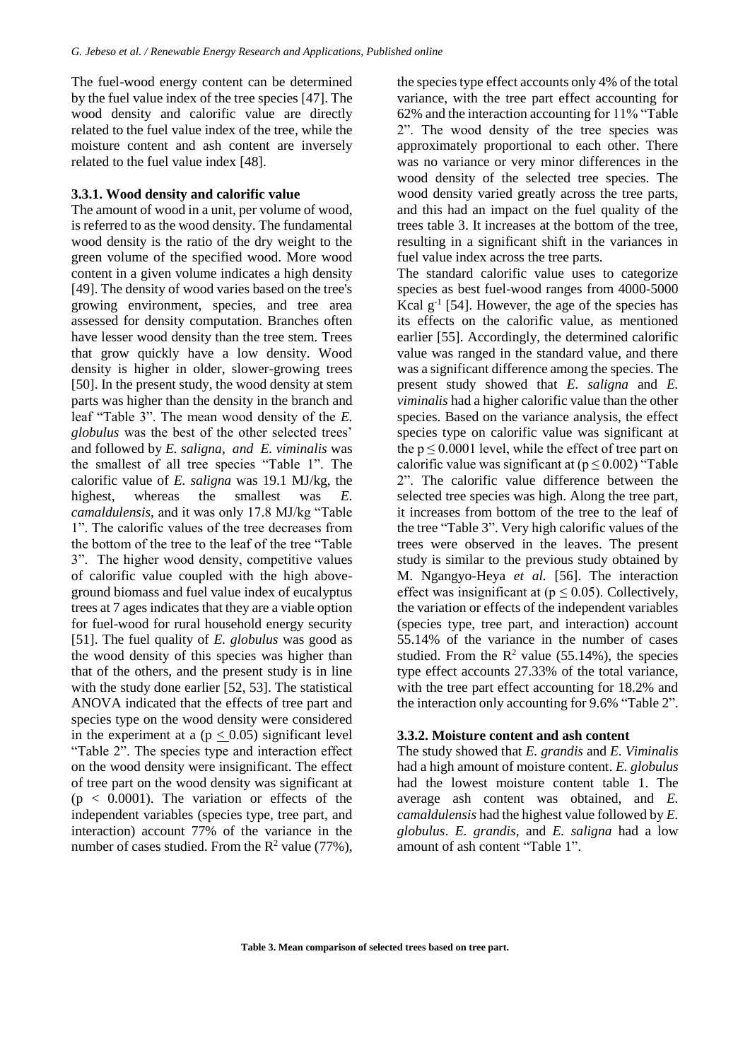The fuel-wood energy content can be determined by the fuel value index of the tree species [47]. The wood density and calorific value are directly related to the fuel value index of the tree, while the moisture content and ash content are inversely related to the fuel value index [48].

### 3.3.1. Wood density and calorific value

The amount of wood in a unit, per volume of wood, is referred to as the wood density. The fundamental wood density is the ratio of the dry weight to the green volume of the specified wood. More wood content in a given volume indicates a high density [49]. The density of wood varies based on the tree's growing environment, species, and tree area assessed for density computation. Branches often have lesser wood density than the tree stem. Trees that grow quickly have a low density. Wood density is higher in older, slower-growing trees [50]. In the present study, the wood density at stem parts was higher than the density in the branch and leaf "Table 3". The mean wood density of the *E. globulus* was the best of the other selected trees' and followed by *E. saligna*, *and E. viminalis* was the smallest of all tree species "Table 1". The calorific value of *E. saligna* was 19.1 MJ/kg, the highest, whereas the smallest was *E. camaldulensis*, and it was only 17.8 MJ/kg "Table 1". The calorific values of the tree decreases from the bottom of the tree to the leaf of the tree "Table 3". The higher wood density, competitive values of calorific value coupled with the high above-ground biomass and fuel value index of eucalyptus trees at 7 ages indicates that they are a viable option for fuel-wood for rural household energy security [51]. The fuel quality of *E. globulus* was good as the wood density of this species was higher than that of the others, and the present study is in line with the study done earlier [52, 53]. The statistical ANOVA indicated that the effects of tree part and species type on the wood density were considered in the experiment at a ($p \leq 0.05$) significant level "Table 2". The species type and interaction effect on the wood density were insignificant. The effect of tree part on the wood density was significant at ($p < 0.0001$). The variation or effects of the independent variables (species type, tree part, and interaction) account 77% of the variance in the number of cases studied. From the $R^2$ value (77%), the species type effect accounts only 4% of the total variance, with the tree part effect accounting for 62% and the interaction accounting for 11% "Table 2". The wood density of the tree species was approximately proportional to each other. There was no variance or very minor differences in the wood density of the selected tree species. The wood density varied greatly across the tree parts, and this had an impact on the fuel quality of the trees table 3. It increases at the bottom of the tree, resulting in a significant shift in the variances in fuel value index across the tree parts.

The standard calorific value uses to categorize species as best fuel-wood ranges from 4000-5000 Kcal $g^{-1}$ [54]. However, the age of the species has its effects on the calorific value, as mentioned earlier [55]. Accordingly, the determined calorific value was ranged in the standard value, and there was a significant difference among the species. The present study showed that *E. saligna* and *E. viminalis* had a higher calorific value than the other species. Based on the variance analysis, the effect species type on calorific value was significant at the $p \leq 0.0001$ level, while the effect of tree part on calorific value was significant at ($p \leq 0.002$) "Table 2". The calorific value difference between the selected tree species was high. Along the tree part, it increases from bottom of the tree to the leaf of the tree "Table 3". Very high calorific values of the trees were observed in the leaves. The present study is similar to the previous study obtained by M. Ngangyo-Heya *et al.* [56]. The interaction effect was insignificant at ($p \leq 0.05$). Collectively, the variation or effects of the independent variables (species type, tree part, and interaction) account 55.14% of the variance in the number of cases studied. From the $R^2$ value (55.14%), the species type effect accounts 27.33% of the total variance, with the tree part effect accounting for 18.2% and the interaction only accounting for 9.6% "Table 2".

### 3.3.2. Moisture content and ash content

The study showed that *E. grandis* and *E. Viminalis* had a high amount of moisture content. *E. globulus* had the lowest moisture content table 1. The average ash content was obtained, and *E. camaldulensis* had the highest value followed by *E. globulus*. *E. grandis*, and *E. saligna* had a low amount of ash content "Table 1".

**Table 3. Mean comparison of selected trees based on tree part.**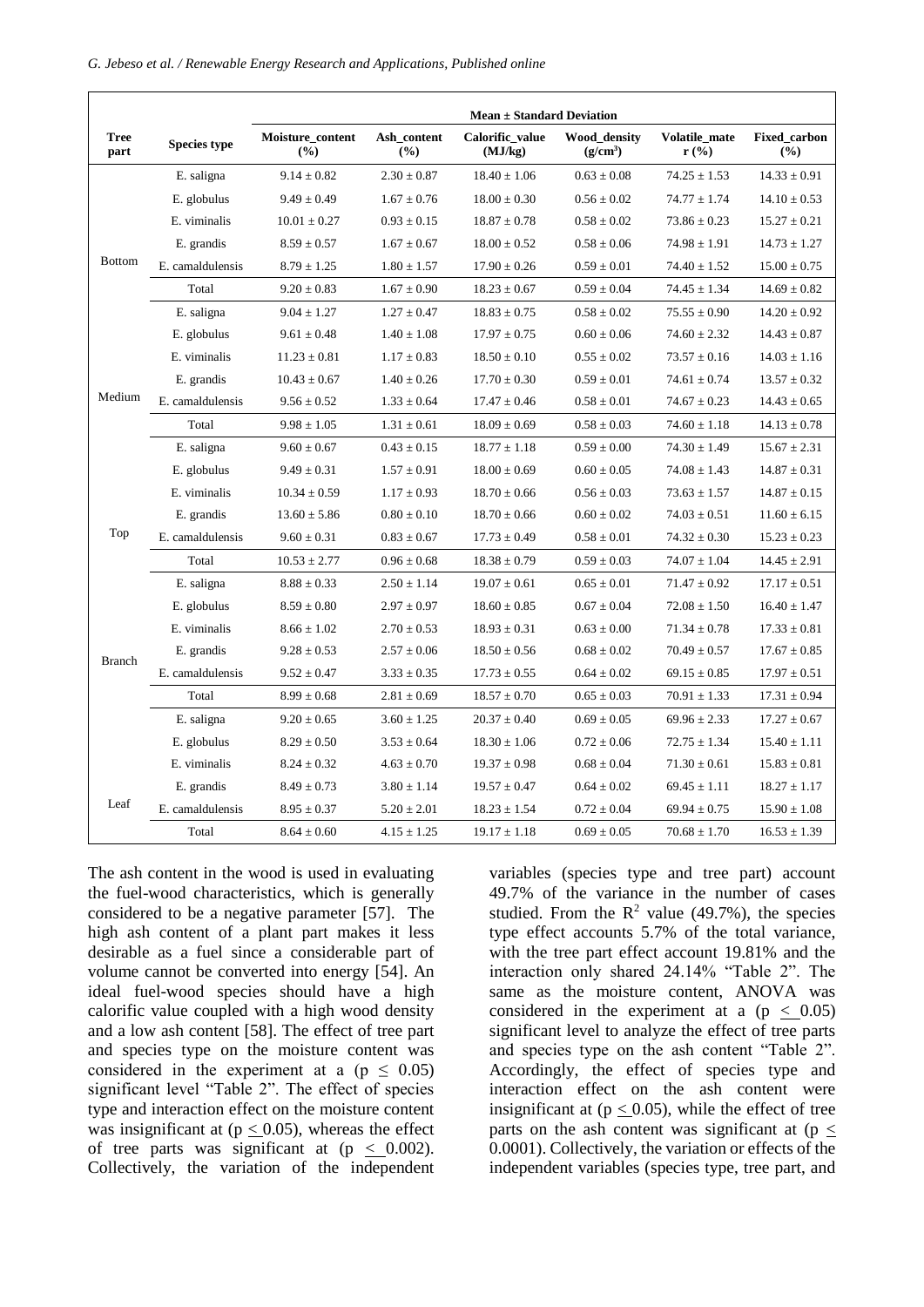| Tree part | Species type | Mean ± Standard Deviation | | | | | |
|---|---|---|---|---|---|---|---|
| | | Moisture_content (%) | Ash_content (%) | Calorific_value (MJ/kg) | Wood_density ($g/cm^3$) | Volatile_mater (%) | Fixed_carbon (%) |
| Bottom | E. saligna | 9.14 ± 0.82 | 2.30 ± 0.87 | 18.40 ± 1.06 | 0.63 ± 0.08 | 74.25 ± 1.53 | 14.33 ± 0.91 |
| | E. globulus | 9.49 ± 0.49 | 1.67 ± 0.76 | 18.00 ± 0.30 | 0.56 ± 0.02 | 74.77 ± 1.74 | 14.10 ± 0.53 |
| | E. viminalis | 10.01 ± 0.27 | 0.93 ± 0.15 | 18.87 ± 0.78 | 0.58 ± 0.02 | 73.86 ± 0.23 | 15.27 ± 0.21 |
| | E. grandis | 8.59 ± 0.57 | 1.67 ± 0.67 | 18.00 ± 0.52 | 0.58 ± 0.06 | 74.98 ± 1.91 | 14.73 ± 1.27 |
| | E. camaldulensis | 8.79 ± 1.25 | 1.80 ± 1.57 | 17.90 ± 0.26 | 0.59 ± 0.01 | 74.40 ± 1.52 | 15.00 ± 0.75 |
| | Total | 9.20 ± 0.83 | 1.67 ± 0.90 | 18.23 ± 0.67 | 0.59 ± 0.04 | 74.45 ± 1.34 | 14.69 ± 0.82 |
| Medium | E. saligna | 9.04 ± 1.27 | 1.27 ± 0.47 | 18.83 ± 0.75 | 0.58 ± 0.02 | 75.55 ± 0.90 | 14.20 ± 0.92 |
| | E. globulus | 9.61 ± 0.48 | 1.40 ± 1.08 | 17.97 ± 0.75 | 0.60 ± 0.06 | 74.60 ± 2.32 | 14.43 ± 0.87 |
| | E. viminalis | 11.23 ± 0.81 | 1.17 ± 0.83 | 18.50 ± 0.10 | 0.55 ± 0.02 | 73.57 ± 0.16 | 14.03 ± 1.16 |
| | E. grandis | 10.43 ± 0.67 | 1.40 ± 0.26 | 17.70 ± 0.30 | 0.59 ± 0.01 | 74.61 ± 0.74 | 13.57 ± 0.32 |
| | E. camaldulensis | 9.56 ± 0.52 | 1.33 ± 0.64 | 17.47 ± 0.46 | 0.58 ± 0.01 | 74.67 ± 0.23 | 14.43 ± 0.65 |
| | Total | 9.98 ± 1.05 | 1.31 ± 0.61 | 18.09 ± 0.69 | 0.58 ± 0.03 | 74.60 ± 1.18 | 14.13 ± 0.78 |
| Top | E. saligna | 9.60 ± 0.67 | 0.43 ± 0.15 | 18.77 ± 1.18 | 0.59 ± 0.00 | 74.30 ± 1.49 | 15.67 ± 2.31 |
| | E. globulus | 9.49 ± 0.31 | 1.57 ± 0.91 | 18.00 ± 0.69 | 0.60 ± 0.05 | 74.08 ± 1.43 | 14.87 ± 0.31 |
| | E. viminalis | 10.34 ± 0.59 | 1.17 ± 0.93 | 18.70 ± 0.66 | 0.56 ± 0.03 | 73.63 ± 1.57 | 14.87 ± 0.15 |
| | E. grandis | 13.60 ± 5.86 | 0.80 ± 0.10 | 18.70 ± 0.66 | 0.60 ± 0.02 | 74.03 ± 0.51 | 11.60 ± 6.15 |
| | E. camaldulensis | 9.60 ± 0.31 | 0.83 ± 0.67 | 17.73 ± 0.49 | 0.58 ± 0.01 | 74.32 ± 0.30 | 15.23 ± 0.23 |
| | Total | 10.53 ± 2.77 | 0.96 ± 0.68 | 18.38 ± 0.79 | 0.59 ± 0.03 | 74.07 ± 1.04 | 14.45 ± 2.91 |
| Branch | E. saligna | 8.88 ± 0.33 | 2.50 ± 1.14 | 19.07 ± 0.61 | 0.65 ± 0.01 | 71.47 ± 0.92 | 17.17 ± 0.51 |
| | E. globulus | 8.59 ± 0.80 | 2.97 ± 0.97 | 18.60 ± 0.85 | 0.67 ± 0.04 | 72.08 ± 1.50 | 16.40 ± 1.47 |
| | E. viminalis | 8.66 ± 1.02 | 2.70 ± 0.53 | 18.93 ± 0.31 | 0.63 ± 0.00 | 71.34 ± 0.78 | 17.33 ± 0.81 |
| | E. grandis | 9.28 ± 0.53 | 2.57 ± 0.06 | 18.50 ± 0.56 | 0.68 ± 0.02 | 70.49 ± 0.57 | 17.67 ± 0.85 |
| | E. camaldulensis | 9.52 ± 0.47 | 3.33 ± 0.35 | 17.73 ± 0.55 | 0.64 ± 0.02 | 69.15 ± 0.85 | 17.97 ± 0.51 |
| | Total | 8.99 ± 0.68 | 2.81 ± 0.69 | 18.57 ± 0.70 | 0.65 ± 0.03 | 70.91 ± 1.33 | 17.31 ± 0.94 |
| Leaf | E. saligna | 9.20 ± 0.65 | 3.60 ± 1.25 | 20.37 ± 0.40 | 0.69 ± 0.05 | 69.96 ± 2.33 | 17.27 ± 0.67 |
| | E. globulus | 8.29 ± 0.50 | 3.53 ± 0.64 | 18.30 ± 1.06 | 0.72 ± 0.06 | 72.75 ± 1.34 | 15.40 ± 1.11 |
| | E. viminalis | 8.24 ± 0.32 | 4.63 ± 0.70 | 19.37 ± 0.98 | 0.68 ± 0.04 | 71.30 ± 0.61 | 15.83 ± 0.81 |
| | E. grandis | 8.49 ± 0.73 | 3.80 ± 1.14 | 19.57 ± 0.47 | 0.64 ± 0.02 | 69.45 ± 1.11 | 18.27 ± 1.17 |
| | E. camaldulensis | 8.95 ± 0.37 | 5.20 ± 2.01 | 18.23 ± 1.54 | 0.72 ± 0.04 | 69.94 ± 0.75 | 15.90 ± 1.08 |
| | Total | 8.64 ± 0.60 | 4.15 ± 1.25 | 19.17 ± 1.18 | 0.69 ± 0.05 | 70.68 ± 1.70 | 16.53 ± 1.39 |

The ash content in the wood is used in evaluating the fuel-wood characteristics, which is generally considered to be a negative parameter [57]. The high ash content of a plant part makes it less desirable as a fuel since a considerable part of volume cannot be converted into energy [54]. An ideal fuel-wood species should have a high calorific value coupled with a high wood density and a low ash content [58]. The effect of tree part and species type on the moisture content was considered in the experiment at a ($p \leq 0.05$) significant level "Table 2". The effect of species type and interaction effect on the moisture content was insignificant at ($p \leq 0.05$), whereas the effect of tree parts was significant at ($p \leq 0.002$). Collectively, the variation of the independent variables (species type and tree part) account 49.7% of the variance in the number of cases studied. From the $R^2$ value (49.7%), the species type effect accounts 5.7% of the total variance, with the tree part effect account 19.81% and the interaction only shared 24.14% "Table 2". The same as the moisture content, ANOVA was considered in the experiment at a ($p \leq 0.05$) significant level to analyze the effect of tree parts and species type on the ash content "Table 2". Accordingly, the effect of species type and interaction effect on the ash content were insignificant at ($p \leq 0.05$), while the effect of tree parts on the ash content was significant at ($p \leq 0.0001$). Collectively, the variation or effects of the independent variables (species type, tree part, and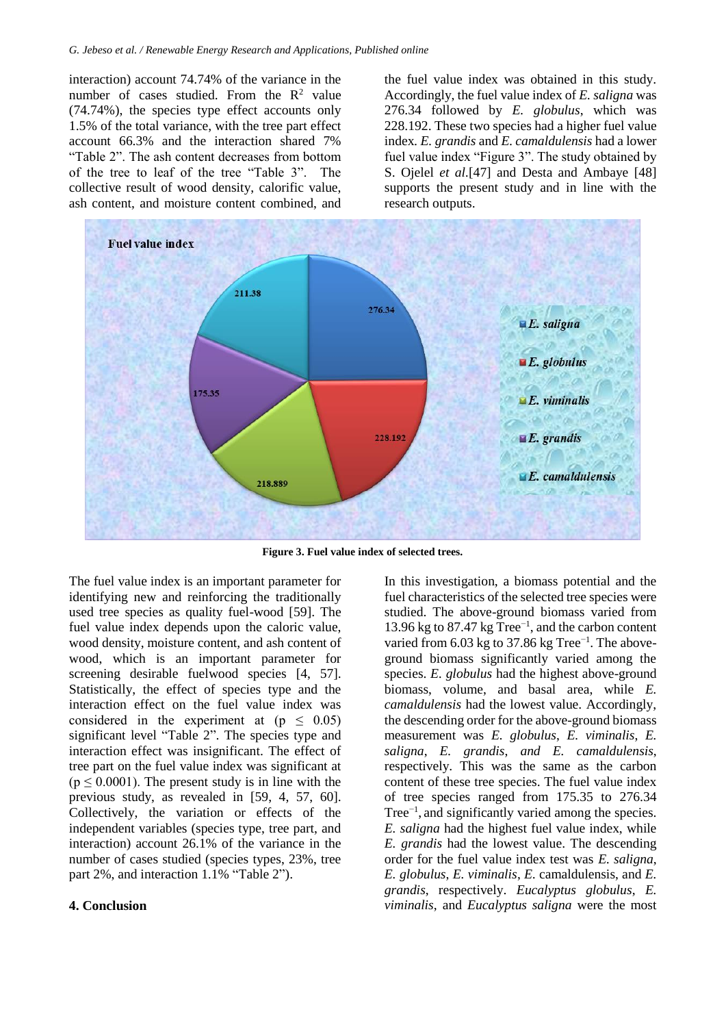interaction) account 74.74% of the variance in the number of cases studied. From the $R^2$ value (74.74%), the species type effect accounts only 1.5% of the total variance, with the tree part effect account 66.3% and the interaction shared 7% "Table 2". The ash content decreases from bottom of the tree to leaf of the tree "Table 3". The collective result of wood density, calorific value, ash content, and moisture content combined, and the fuel value index was obtained in this study. Accordingly, the fuel value index of *E. saligna* was 276.34 followed by *E. globulus*, which was 228.192. These two species had a higher fuel value index. *E. grandis* and *E. camaldulensis* had a lower fuel value index "Figure 3". The study obtained by S. Ojelel *et al.*[47] and Desta and Ambaye [48] supports the present study and in line with the research outputs.

**Figure 3. Fuel value index of selected trees.**

The fuel value index is an important parameter for identifying new and reinforcing the traditionally used tree species as quality fuel-wood [59]. The fuel value index depends upon the caloric value, wood density, moisture content, and ash content of wood, which is an important parameter for screening desirable fuelwood species [4, 57]. Statistically, the effect of species type and the interaction effect on the fuel value index was considered in the experiment at ($p \leq 0.05$) significant level "Table 2". The species type and interaction effect was insignificant. The effect of tree part on the fuel value index was significant at ($p \leq 0.0001$). The present study is in line with the previous study, as revealed in [59, 4, 57, 60]. Collectively, the variation or effects of the independent variables (species type, tree part, and interaction) account 26.1% of the variance in the number of cases studied (species types, 23%, tree part 2%, and interaction 1.1% "Table 2").

## 4. Conclusion

In this investigation, a biomass potential and the fuel characteristics of the selected tree species were studied. The above-ground biomass varied from 13.96 kg to 87.47 kg $Tree^{-1}$, and the carbon content varied from 6.03 kg to 37.86 kg $Tree^{-1}$. The above-ground biomass significantly varied among the species. *E. globulus* had the highest above-ground biomass, volume, and basal area, while *E. camaldulensis* had the lowest value. Accordingly, the descending order for the above-ground biomass measurement was *E. globulus*, *E. viminalis*, *E. saligna*, *E. grandis*, *and E. camaldulensis*, respectively. This was the same as the carbon content of these tree species. The fuel value index of tree species ranged from 175.35 to 276.34 $Tree^{-1}$, and significantly varied among the species. *E. saligna* had the highest fuel value index, while *E. grandis* had the lowest value. The descending order for the fuel value index test was *E. saligna*, *E. globulus*, *E. viminalis*, *E.* camaldulensis, and *E. grandis*, respectively. *Eucalyptus globulus*, *E. viminalis*, and *Eucalyptus saligna* were the most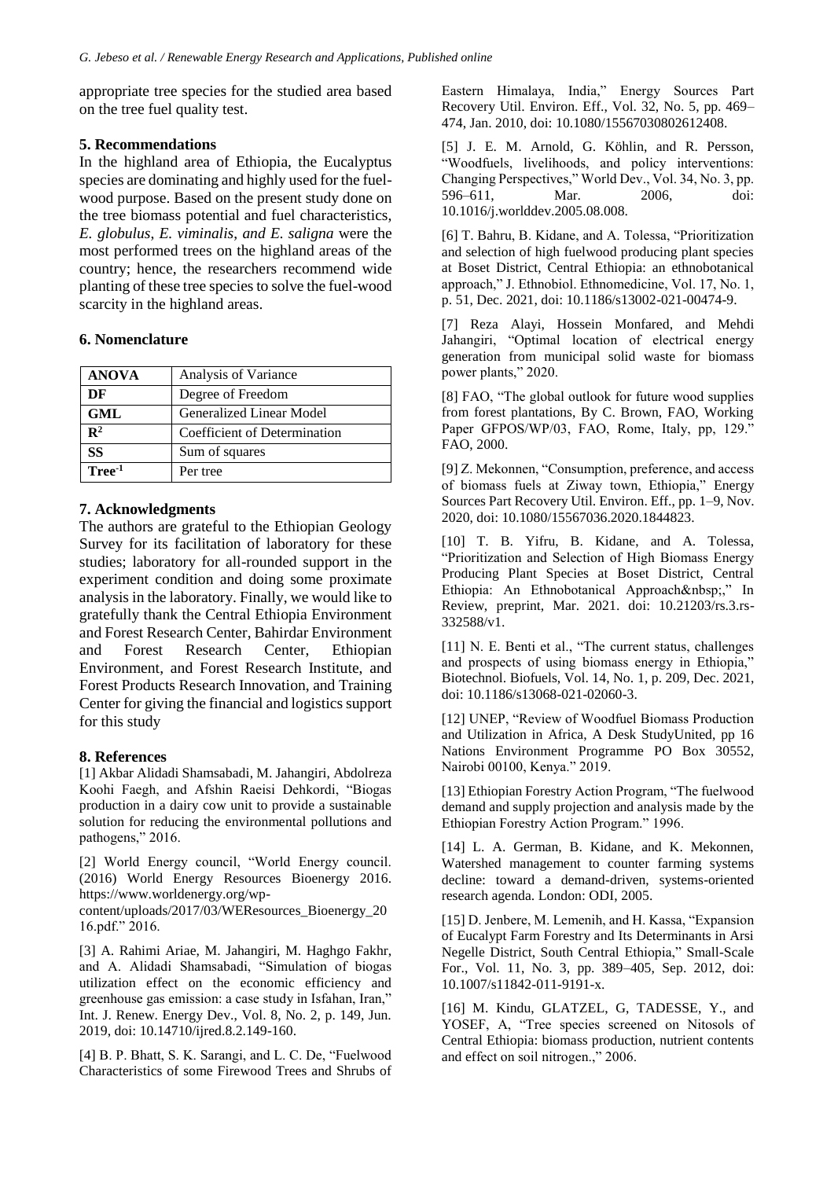appropriate tree species for the studied area based on the tree fuel quality test.

## 5. Recommendations

In the highland area of Ethiopia, the Eucalyptus species are dominating and highly used for the fuel-wood purpose. Based on the present study done on the tree biomass potential and fuel characteristics, *E. globulus*, *E. viminalis*, *and E. saligna* were the most performed trees on the highland areas of the country; hence, the researchers recommend wide planting of these tree species to solve the fuel-wood scarcity in the highland areas.

## 6. Nomenclature

| | |
|---|---|
| **ANOVA** | Analysis of Variance |
| **DF** | Degree of Freedom |
| **GML** | Generalized Linear Model |
| **$R^2$** | Coefficient of Determination |
| **SS** | Sum of squares |
| **$Tree^{-1}$** | Per tree |

## 7. Acknowledgments

The authors are grateful to the Ethiopian Geology Survey for its facilitation of laboratory for these studies; laboratory for all-rounded support in the experiment condition and doing some proximate analysis in the laboratory. Finally, we would like to gratefully thank the Central Ethiopia Environment and Forest Research Center, Bahirdar Environment and Forest Research Center, Ethiopian Environment, and Forest Research Institute, and Forest Products Research Innovation, and Training Center for giving the financial and logistics support for this study

## 8. References

[1] Akbar Alidadi Shamsabadi, M. Jahangiri, Abdolreza Koohi Faegh, and Afshin Raeisi Dehkordi, "Biogas production in a dairy cow unit to provide a sustainable solution for reducing the environmental pollutions and pathogens," 2016.

[2] World Energy council, "World Energy council. (2016) World Energy Resources Bioenergy 2016. https://www.worldenergy.org/wp-content/uploads/2017/03/WEResources_Bioenergy_2016.pdf." 2016.

[3] A. Rahimi Ariae, M. Jahangiri, M. Haghgo Fakhr, and A. Alidadi Shamsabadi, "Simulation of biogas utilization effect on the economic efficiency and greenhouse gas emission: a case study in Isfahan, Iran," Int. J. Renew. Energy Dev., Vol. 8, No. 2, p. 149, Jun. 2019, doi: 10.14710/ijred.8.2.149-160.

[4] B. P. Bhatt, S. K. Sarangi, and L. C. De, "Fuelwood Characteristics of some Firewood Trees and Shrubs of Eastern Himalaya, India," Energy Sources Part Recovery Util. Environ. Eff., Vol. 32, No. 5, pp. 469–474, Jan. 2010, doi: 10.1080/15567030802612408.

[5] J. E. M. Arnold, G. Köhlin, and R. Persson, "Woodfuels, livelihoods, and policy interventions: Changing Perspectives," World Dev., Vol. 34, No. 3, pp. 596–611, Mar. 2006, doi: 10.1016/j.worlddev.2005.08.008.

[6] T. Bahru, B. Kidane, and A. Tolessa, "Prioritization and selection of high fuelwood producing plant species at Boset District, Central Ethiopia: an ethnobotanical approach," J. Ethnobiol. Ethnomedicine, Vol. 17, No. 1, p. 51, Dec. 2021, doi: 10.1186/s13002-021-00474-9.

[7] Reza Alayi, Hossein Monfared, and Mehdi Jahangiri, "Optimal location of electrical energy generation from municipal solid waste for biomass power plants," 2020.

[8] FAO, "The global outlook for future wood supplies from forest plantations, By C. Brown, FAO, Working Paper GFPOS/WP/03, FAO, Rome, Italy, pp, 129." FAO, 2000.

[9] Z. Mekonnen, "Consumption, preference, and access of biomass fuels at Ziway town, Ethiopia," Energy Sources Part Recovery Util. Environ. Eff., pp. 1–9, Nov. 2020, doi: 10.1080/15567036.2020.1844823.

[10] T. B. Yifru, B. Kidane, and A. Tolessa, "Prioritization and Selection of High Biomass Energy Producing Plant Species at Boset District, Central Ethiopia: An Ethnobotanical Approach&nbsp;," In Review, preprint, Mar. 2021. doi: 10.21203/rs.3.rs-332588/v1.

[11] N. E. Benti et al., "The current status, challenges and prospects of using biomass energy in Ethiopia," Biotechnol. Biofuels, Vol. 14, No. 1, p. 209, Dec. 2021, doi: 10.1186/s13068-021-02060-3.

[12] UNEP, "Review of Woodfuel Biomass Production and Utilization in Africa, A Desk StudyUnited, pp 16 Nations Environment Programme PO Box 30552, Nairobi 00100, Kenya." 2019.

[13] Ethiopian Forestry Action Program, "The fuelwood demand and supply projection and analysis made by the Ethiopian Forestry Action Program." 1996.

[14] L. A. German, B. Kidane, and K. Mekonnen, Watershed management to counter farming systems decline: toward a demand-driven, systems-oriented research agenda. London: ODI, 2005.

[15] D. Jenbere, M. Lemenih, and H. Kassa, "Expansion of Eucalypt Farm Forestry and Its Determinants in Arsi Negelle District, South Central Ethiopia," Small-Scale For., Vol. 11, No. 3, pp. 389–405, Sep. 2012, doi: 10.1007/s11842-011-9191-x.

[16] M. Kindu, GLATZEL, G, TADESSE, Y., and YOSEF, A, "Tree species screened on Nitosols of Central Ethiopia: biomass production, nutrient contents and effect on soil nitrogen.," 2006.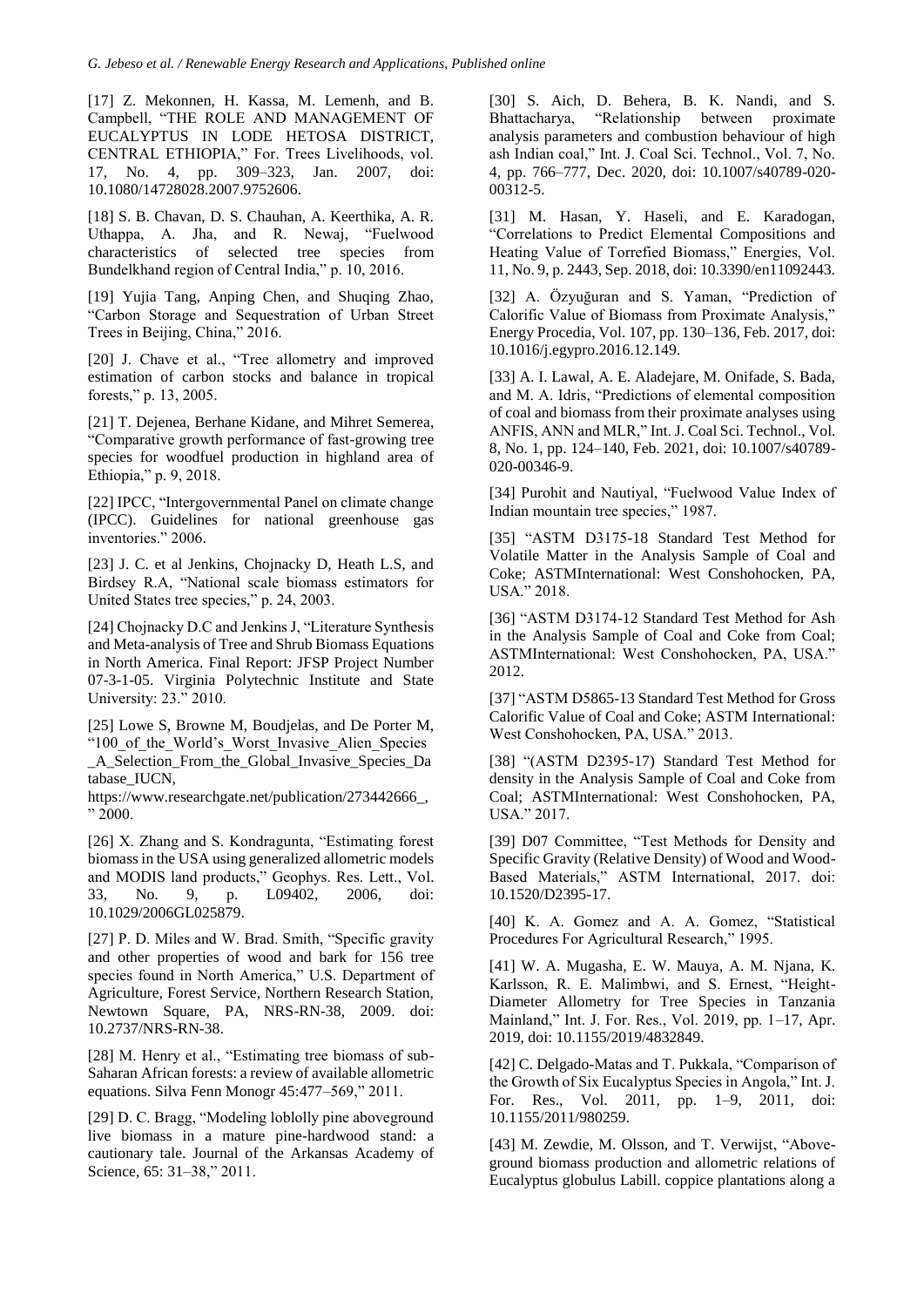[17] Z. Mekonnen, H. Kassa, M. Lemenh, and B. Campbell, "THE ROLE AND MANAGEMENT OF EUCALYPTUS IN LODE HETOSA DISTRICT, CENTRAL ETHIOPIA," For. Trees Livelihoods, vol. 17, No. 4, pp. 309–323, Jan. 2007, doi: 10.1080/14728028.2007.9752606.

[18] S. B. Chavan, D. S. Chauhan, A. Keerthika, A. R. Uthappa, A. Jha, and R. Newaj, "Fuelwood characteristics of selected tree species from Bundelkhand region of Central India," p. 10, 2016.

[19] Yujia Tang, Anping Chen, and Shuqing Zhao, "Carbon Storage and Sequestration of Urban Street Trees in Beijing, China," 2016.

[20] J. Chave et al., "Tree allometry and improved estimation of carbon stocks and balance in tropical forests," p. 13, 2005.

[21] T. Dejenea, Berhane Kidane, and Mihret Semerea, "Comparative growth performance of fast-growing tree species for woodfuel production in highland area of Ethiopia," p. 9, 2018.

[22] IPCC, "Intergovernmental Panel on climate change (IPCC). Guidelines for national greenhouse gas inventories." 2006.

[23] J. C. et al Jenkins, Chojnacky D, Heath L.S, and Birdsey R.A, "National scale biomass estimators for United States tree species," p. 24, 2003.

[24] Chojnacky D.C and Jenkins J, "Literature Synthesis and Meta-analysis of Tree and Shrub Biomass Equations in North America. Final Report: JFSP Project Number 07-3-1-05. Virginia Polytechnic Institute and State University: 23." 2010.

[25] Lowe S, Browne M, Boudjelas, and De Porter M, "100_of_the_World's_Worst_Invasive_Alien_Species_A_Selection_From_the_Global_Invasive_Species_Database_IUCN, https://www.researchgate.net/publication/273442666_, " 2000.

[26] X. Zhang and S. Kondragunta, "Estimating forest biomass in the USA using generalized allometric models and MODIS land products," Geophys. Res. Lett., Vol. 33, No. 9, p. L09402, 2006, doi: 10.1029/2006GL025879.

[27] P. D. Miles and W. Brad. Smith, "Specific gravity and other properties of wood and bark for 156 tree species found in North America," U.S. Department of Agriculture, Forest Service, Northern Research Station, Newtown Square, PA, NRS-RN-38, 2009. doi: 10.2737/NRS-RN-38.

[28] M. Henry et al., "Estimating tree biomass of sub-Saharan African forests: a review of available allometric equations. Silva Fenn Monogr 45:477–569," 2011.

[29] D. C. Bragg, "Modeling loblolly pine aboveground live biomass in a mature pine-hardwood stand: a cautionary tale. Journal of the Arkansas Academy of Science, 65: 31–38," 2011.

[30] S. Aich, D. Behera, B. K. Nandi, and S. Bhattacharya, "Relationship between proximate analysis parameters and combustion behaviour of high ash Indian coal," Int. J. Coal Sci. Technol., Vol. 7, No. 4, pp. 766–777, Dec. 2020, doi: 10.1007/s40789-020-00312-5.

[31] M. Hasan, Y. Haseli, and E. Karadogan, "Correlations to Predict Elemental Compositions and Heating Value of Torrefied Biomass," Energies, Vol. 11, No. 9, p. 2443, Sep. 2018, doi: 10.3390/en11092443.

[32] A. Özyuğuran and S. Yaman, "Prediction of Calorific Value of Biomass from Proximate Analysis," Energy Procedia, Vol. 107, pp. 130–136, Feb. 2017, doi: 10.1016/j.egypro.2016.12.149.

[33] A. I. Lawal, A. E. Aladejare, M. Onifade, S. Bada, and M. A. Idris, "Predictions of elemental composition of coal and biomass from their proximate analyses using ANFIS, ANN and MLR," Int. J. Coal Sci. Technol., Vol. 8, No. 1, pp. 124–140, Feb. 2021, doi: 10.1007/s40789-020-00346-9.

[34] Purohit and Nautiyal, "Fuelwood Value Index of Indian mountain tree species," 1987.

[35] "ASTM D3175-18 Standard Test Method for Volatile Matter in the Analysis Sample of Coal and Coke; ASTMInternational: West Conshohocken, PA, USA." 2018.

[36] "ASTM D3174-12 Standard Test Method for Ash in the Analysis Sample of Coal and Coke from Coal; ASTMInternational: West Conshohocken, PA, USA." 2012.

[37] "ASTM D5865-13 Standard Test Method for Gross Calorific Value of Coal and Coke; ASTM International: West Conshohocken, PA, USA." 2013.

[38] "(ASTM D2395-17) Standard Test Method for density in the Analysis Sample of Coal and Coke from Coal; ASTMInternational: West Conshohocken, PA, USA." 2017.

[39] D07 Committee, "Test Methods for Density and Specific Gravity (Relative Density) of Wood and Wood-Based Materials," ASTM International, 2017. doi: 10.1520/D2395-17.

[40] K. A. Gomez and A. A. Gomez, "Statistical Procedures For Agricultural Research," 1995.

[41] W. A. Mugasha, E. W. Mauya, A. M. Njana, K. Karlsson, R. E. Malimbwi, and S. Ernest, "Height-Diameter Allometry for Tree Species in Tanzania Mainland," Int. J. For. Res., Vol. 2019, pp. 1–17, Apr. 2019, doi: 10.1155/2019/4832849.

[42] C. Delgado-Matas and T. Pukkala, "Comparison of the Growth of Six Eucalyptus Species in Angola," Int. J. For. Res., Vol. 2011, pp. 1–9, 2011, doi: 10.1155/2011/980259.

[43] M. Zewdie, M. Olsson, and T. Verwijst, "Above-ground biomass production and allometric relations of Eucalyptus globulus Labill. coppice plantations along a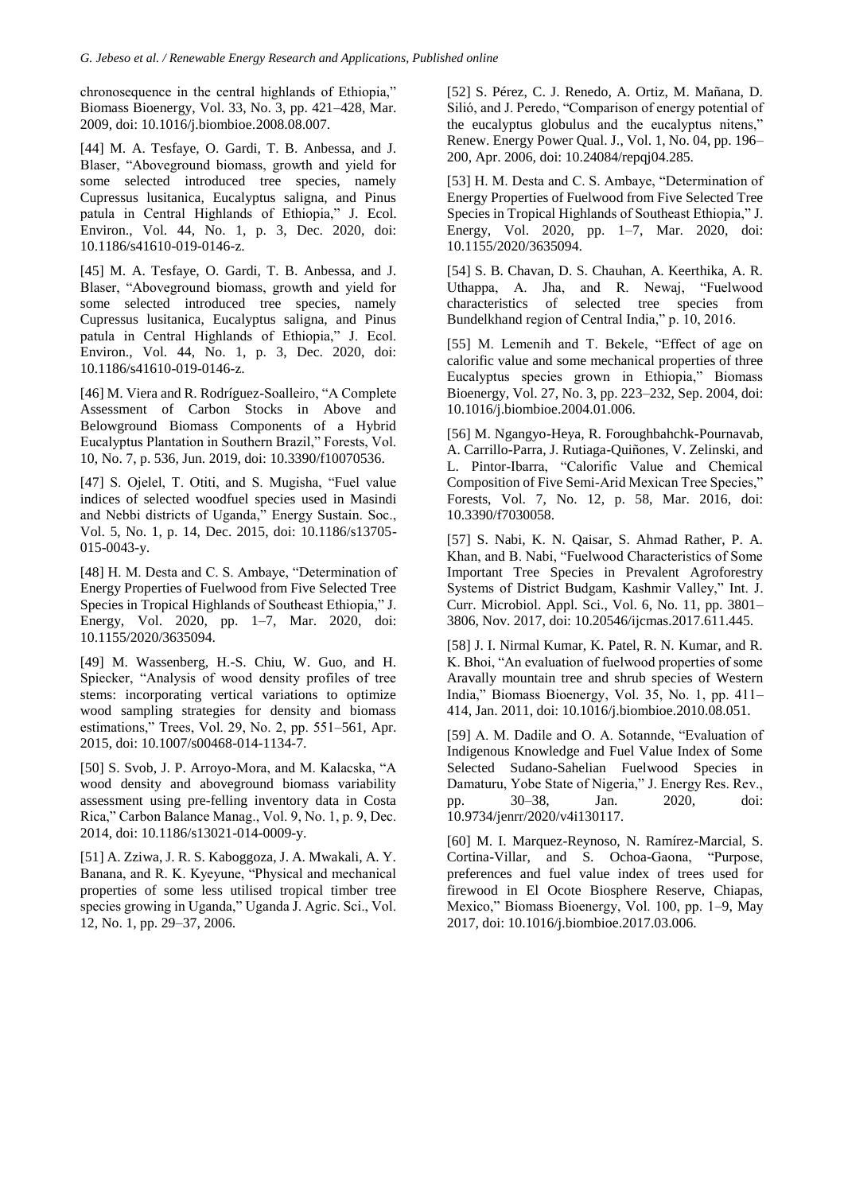chronosequence in the central highlands of Ethiopia," Biomass Bioenergy, Vol. 33, No. 3, pp. 421–428, Mar. 2009, doi: 10.1016/j.biombioe.2008.08.007.

[44] M. A. Tesfaye, O. Gardi, T. B. Anbessa, and J. Blaser, "Aboveground biomass, growth and yield for some selected introduced tree species, namely Cupressus lusitanica, Eucalyptus saligna, and Pinus patula in Central Highlands of Ethiopia," J. Ecol. Environ., Vol. 44, No. 1, p. 3, Dec. 2020, doi: 10.1186/s41610-019-0146-z.

[45] M. A. Tesfaye, O. Gardi, T. B. Anbessa, and J. Blaser, "Aboveground biomass, growth and yield for some selected introduced tree species, namely Cupressus lusitanica, Eucalyptus saligna, and Pinus patula in Central Highlands of Ethiopia," J. Ecol. Environ., Vol. 44, No. 1, p. 3, Dec. 2020, doi: 10.1186/s41610-019-0146-z.

[46] M. Viera and R. Rodríguez-Soalleiro, "A Complete Assessment of Carbon Stocks in Above and Belowground Biomass Components of a Hybrid Eucalyptus Plantation in Southern Brazil," Forests, Vol. 10, No. 7, p. 536, Jun. 2019, doi: 10.3390/f10070536.

[47] S. Ojelel, T. Otiti, and S. Mugisha, "Fuel value indices of selected woodfuel species used in Masindi and Nebbi districts of Uganda," Energy Sustain. Soc., Vol. 5, No. 1, p. 14, Dec. 2015, doi: 10.1186/s13705-015-0043-y.

[48] H. M. Desta and C. S. Ambaye, "Determination of Energy Properties of Fuelwood from Five Selected Tree Species in Tropical Highlands of Southeast Ethiopia," J. Energy, Vol. 2020, pp. 1–7, Mar. 2020, doi: 10.1155/2020/3635094.

[49] M. Wassenberg, H.-S. Chiu, W. Guo, and H. Spiecker, "Analysis of wood density profiles of tree stems: incorporating vertical variations to optimize wood sampling strategies for density and biomass estimations," Trees, Vol. 29, No. 2, pp. 551–561, Apr. 2015, doi: 10.1007/s00468-014-1134-7.

[50] S. Svob, J. P. Arroyo-Mora, and M. Kalacska, "A wood density and aboveground biomass variability assessment using pre-felling inventory data in Costa Rica," Carbon Balance Manag., Vol. 9, No. 1, p. 9, Dec. 2014, doi: 10.1186/s13021-014-0009-y.

[51] A. Zziwa, J. R. S. Kaboggoza, J. A. Mwakali, A. Y. Banana, and R. K. Kyeyune, "Physical and mechanical properties of some less utilised tropical timber tree species growing in Uganda," Uganda J. Agric. Sci., Vol. 12, No. 1, pp. 29–37, 2006.

[52] S. Pérez, C. J. Renedo, A. Ortiz, M. Mañana, D. Silió, and J. Peredo, "Comparison of energy potential of the eucalyptus globulus and the eucalyptus nitens," Renew. Energy Power Qual. J., Vol. 1, No. 04, pp. 196–200, Apr. 2006, doi: 10.24084/repqj04.285.

[53] H. M. Desta and C. S. Ambaye, "Determination of Energy Properties of Fuelwood from Five Selected Tree Species in Tropical Highlands of Southeast Ethiopia," J. Energy, Vol. 2020, pp. 1–7, Mar. 2020, doi: 10.1155/2020/3635094.

[54] S. B. Chavan, D. S. Chauhan, A. Keerthika, A. R. Uthappa, A. Jha, and R. Newaj, "Fuelwood characteristics of selected tree species from Bundelkhand region of Central India," p. 10, 2016.

[55] M. Lemenih and T. Bekele, "Effect of age on calorific value and some mechanical properties of three Eucalyptus species grown in Ethiopia," Biomass Bioenergy, Vol. 27, No. 3, pp. 223–232, Sep. 2004, doi: 10.1016/j.biombioe.2004.01.006.

[56] M. Ngangyo-Heya, R. Foroughbahchk-Pournavab, A. Carrillo-Parra, J. Rutiaga-Quiñones, V. Zelinski, and L. Pintor-Ibarra, "Calorific Value and Chemical Composition of Five Semi-Arid Mexican Tree Species," Forests, Vol. 7, No. 12, p. 58, Mar. 2016, doi: 10.3390/f7030058.

[57] S. Nabi, K. N. Qaisar, S. Ahmad Rather, P. A. Khan, and B. Nabi, "Fuelwood Characteristics of Some Important Tree Species in Prevalent Agroforestry Systems of District Budgam, Kashmir Valley," Int. J. Curr. Microbiol. Appl. Sci., Vol. 6, No. 11, pp. 3801–3806, Nov. 2017, doi: 10.20546/ijcmas.2017.611.445.

[58] J. I. Nirmal Kumar, K. Patel, R. N. Kumar, and R. K. Bhoi, "An evaluation of fuelwood properties of some Aravally mountain tree and shrub species of Western India," Biomass Bioenergy, Vol. 35, No. 1, pp. 411–414, Jan. 2011, doi: 10.1016/j.biombioe.2010.08.051.

[59] A. M. Dadile and O. A. Sotannde, "Evaluation of Indigenous Knowledge and Fuel Value Index of Some Selected Sudano-Sahelian Fuelwood Species in Damaturu, Yobe State of Nigeria," J. Energy Res. Rev., pp. 30–38, Jan. 2020, doi: 10.9734/jenrr/2020/v4i130117.

[60] M. I. Marquez-Reynoso, N. Ramírez-Marcial, S. Cortina-Villar, and S. Ochoa-Gaona, "Purpose, preferences and fuel value index of trees used for firewood in El Ocote Biosphere Reserve, Chiapas, Mexico," Biomass Bioenergy, Vol. 100, pp. 1–9, May 2017, doi: 10.1016/j.biombioe.2017.03.006.